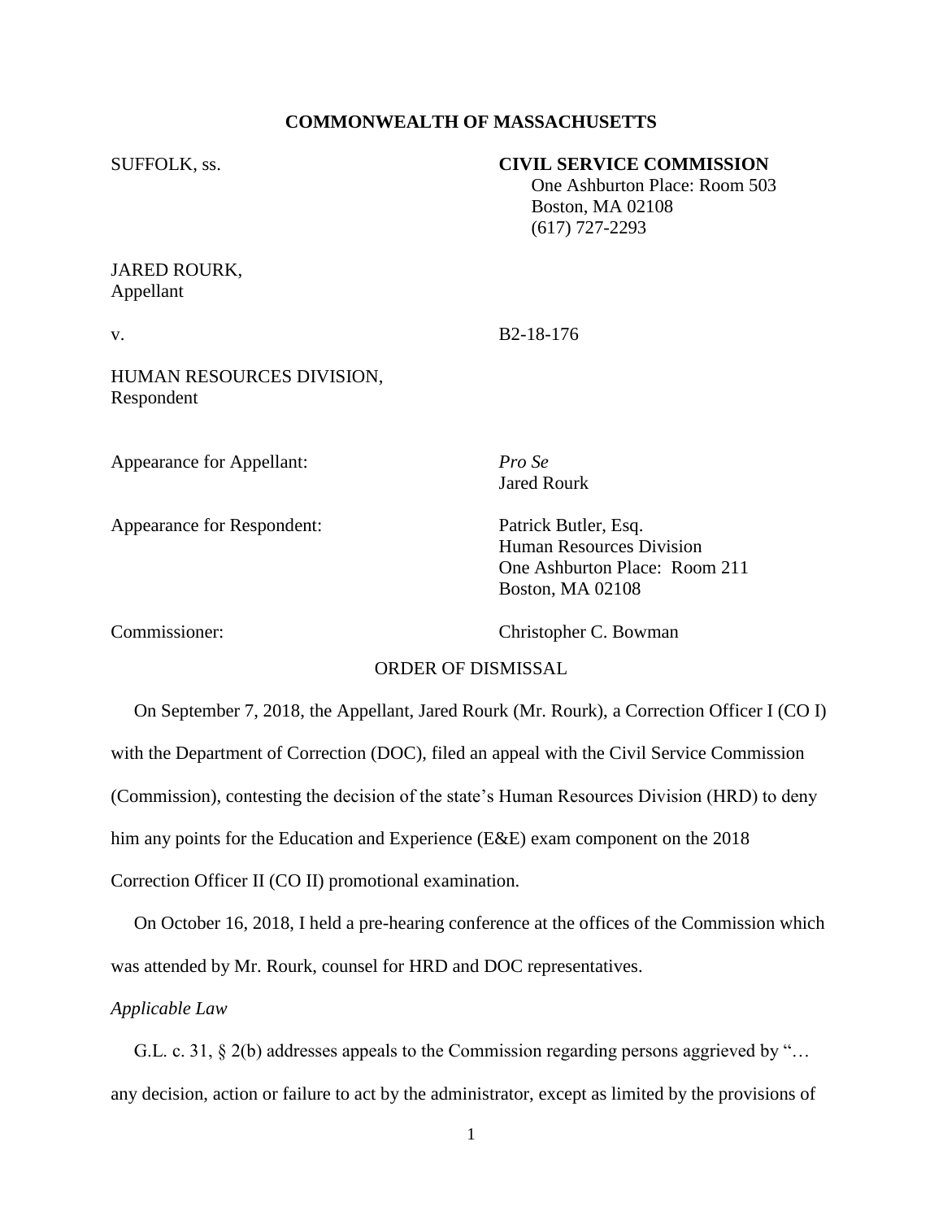**COMMONWEALTH OF MASSACHUSETTS**

SUFFOLK, ss.

**CIVIL SERVICE COMMISSION**
One Ashburton Place: Room 503
Boston, MA 02108
(617) 727-2293

JARED ROURK,
Appellant

v. B2-18-176

HUMAN RESOURCES DIVISION,
Respondent

Appearance for Appellant: *Pro Se*
Jared Rourk

Appearance for Respondent: Patrick Butler, Esq.
Human Resources Division
One Ashburton Place: Room 211
Boston, MA 02108

Commissioner: Christopher C. Bowman

ORDER OF DISMISSAL

On September 7, 2018, the Appellant, Jared Rourk (Mr. Rourk), a Correction Officer I (CO I) with the Department of Correction (DOC), filed an appeal with the Civil Service Commission (Commission), contesting the decision of the state's Human Resources Division (HRD) to deny him any points for the Education and Experience (E&E) exam component on the 2018 Correction Officer II (CO II) promotional examination.

On October 16, 2018, I held a pre-hearing conference at the offices of the Commission which was attended by Mr. Rourk, counsel for HRD and DOC representatives.

*Applicable Law*

G.L. c. 31, § 2(b) addresses appeals to the Commission regarding persons aggrieved by "… any decision, action or failure to act by the administrator, except as limited by the provisions of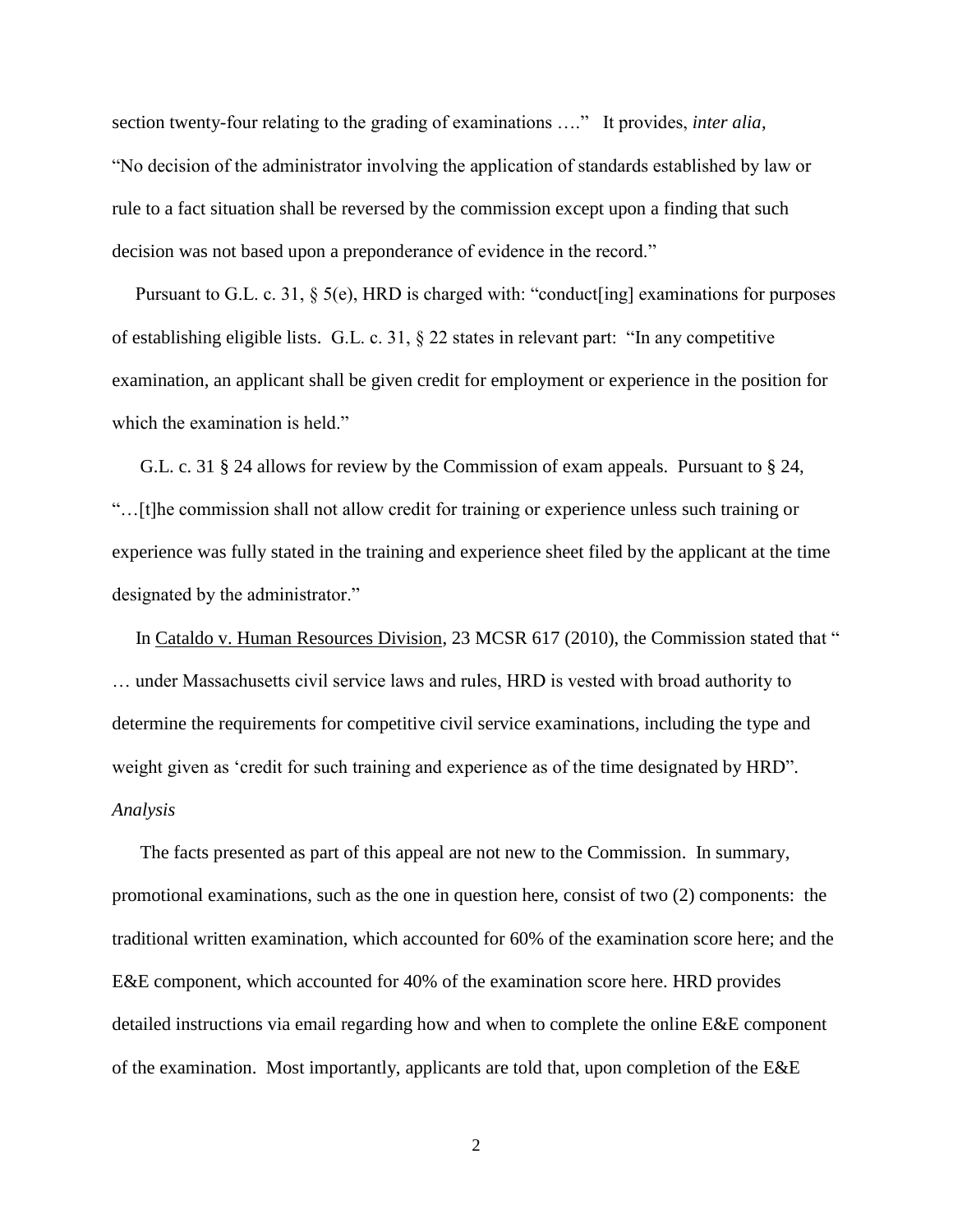section twenty-four relating to the grading of examinations …." It provides, *inter alia*, "No decision of the administrator involving the application of standards established by law or rule to a fact situation shall be reversed by the commission except upon a finding that such decision was not based upon a preponderance of evidence in the record."

Pursuant to G.L. c. 31, § 5(e), HRD is charged with: "conduct[ing] examinations for purposes of establishing eligible lists. G.L. c. 31, § 22 states in relevant part: "In any competitive examination, an applicant shall be given credit for employment or experience in the position for which the examination is held."

G.L. c. 31 § 24 allows for review by the Commission of exam appeals. Pursuant to § 24, "…[t]he commission shall not allow credit for training or experience unless such training or experience was fully stated in the training and experience sheet filed by the applicant at the time designated by the administrator."

In Cataldo v. Human Resources Division, 23 MCSR 617 (2010), the Commission stated that " … under Massachusetts civil service laws and rules, HRD is vested with broad authority to determine the requirements for competitive civil service examinations, including the type and weight given as 'credit for such training and experience as of the time designated by HRD".

*Analysis*

The facts presented as part of this appeal are not new to the Commission. In summary, promotional examinations, such as the one in question here, consist of two (2) components: the traditional written examination, which accounted for 60% of the examination score here; and the E&E component, which accounted for 40% of the examination score here. HRD provides detailed instructions via email regarding how and when to complete the online E&E component of the examination. Most importantly, applicants are told that, upon completion of the E&E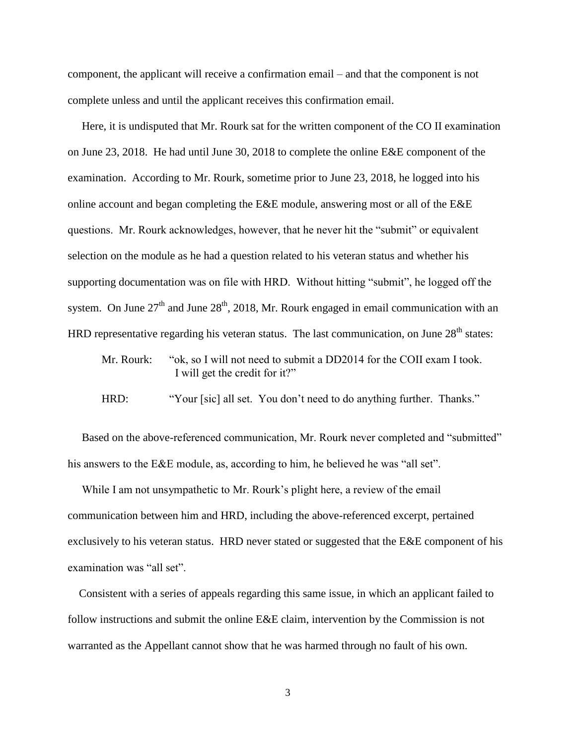component, the applicant will receive a confirmation email – and that the component is not complete unless and until the applicant receives this confirmation email.

Here, it is undisputed that Mr. Rourk sat for the written component of the CO II examination on June 23, 2018. He had until June 30, 2018 to complete the online E&E component of the examination. According to Mr. Rourk, sometime prior to June 23, 2018, he logged into his online account and began completing the E&E module, answering most or all of the E&E questions. Mr. Rourk acknowledges, however, that he never hit the "submit" or equivalent selection on the module as he had a question related to his veteran status and whether his supporting documentation was on file with HRD. Without hitting "submit", he logged off the system. On June 27th and June 28th, 2018, Mr. Rourk engaged in email communication with an HRD representative regarding his veteran status. The last communication, on June 28th states:

> Mr. Rourk: "ok, so I will not need to submit a DD2014 for the COII exam I took. I will get the credit for it?"
>
> HRD: "Your [sic] all set. You don't need to do anything further. Thanks."

Based on the above-referenced communication, Mr. Rourk never completed and "submitted" his answers to the E&E module, as, according to him, he believed he was "all set".

While I am not unsympathetic to Mr. Rourk's plight here, a review of the email communication between him and HRD, including the above-referenced excerpt, pertained exclusively to his veteran status. HRD never stated or suggested that the E&E component of his examination was "all set".

Consistent with a series of appeals regarding this same issue, in which an applicant failed to follow instructions and submit the online E&E claim, intervention by the Commission is not warranted as the Appellant cannot show that he was harmed through no fault of his own.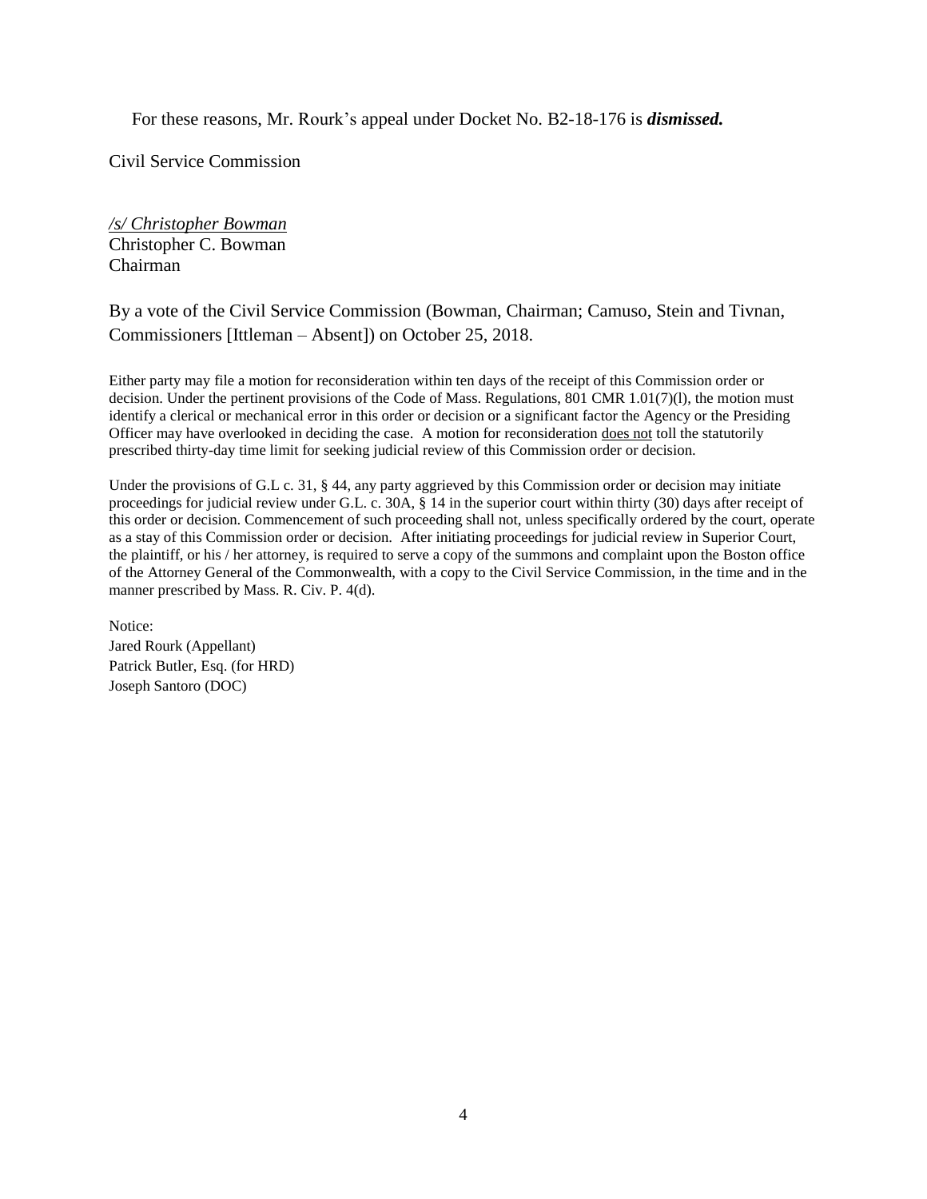For these reasons, Mr. Rourk's appeal under Docket No. B2-18-176 is ***dismissed.***

Civil Service Commission

*/s/ Christopher Bowman*
Christopher C. Bowman
Chairman

By a vote of the Civil Service Commission (Bowman, Chairman; Camuso, Stein and Tivnan, Commissioners [Ittleman – Absent]) on October 25, 2018.

Either party may file a motion for reconsideration within ten days of the receipt of this Commission order or decision. Under the pertinent provisions of the Code of Mass. Regulations, 801 CMR 1.01(7)(l), the motion must identify a clerical or mechanical error in this order or decision or a significant factor the Agency or the Presiding Officer may have overlooked in deciding the case. A motion for reconsideration does not toll the statutorily prescribed thirty-day time limit for seeking judicial review of this Commission order or decision.

Under the provisions of G.L c. 31, § 44, any party aggrieved by this Commission order or decision may initiate proceedings for judicial review under G.L. c. 30A, § 14 in the superior court within thirty (30) days after receipt of this order or decision. Commencement of such proceeding shall not, unless specifically ordered by the court, operate as a stay of this Commission order or decision. After initiating proceedings for judicial review in Superior Court, the plaintiff, or his / her attorney, is required to serve a copy of the summons and complaint upon the Boston office of the Attorney General of the Commonwealth, with a copy to the Civil Service Commission, in the time and in the manner prescribed by Mass. R. Civ. P. 4(d).

Notice:
Jared Rourk (Appellant)
Patrick Butler, Esq. (for HRD)
Joseph Santoro (DOC)